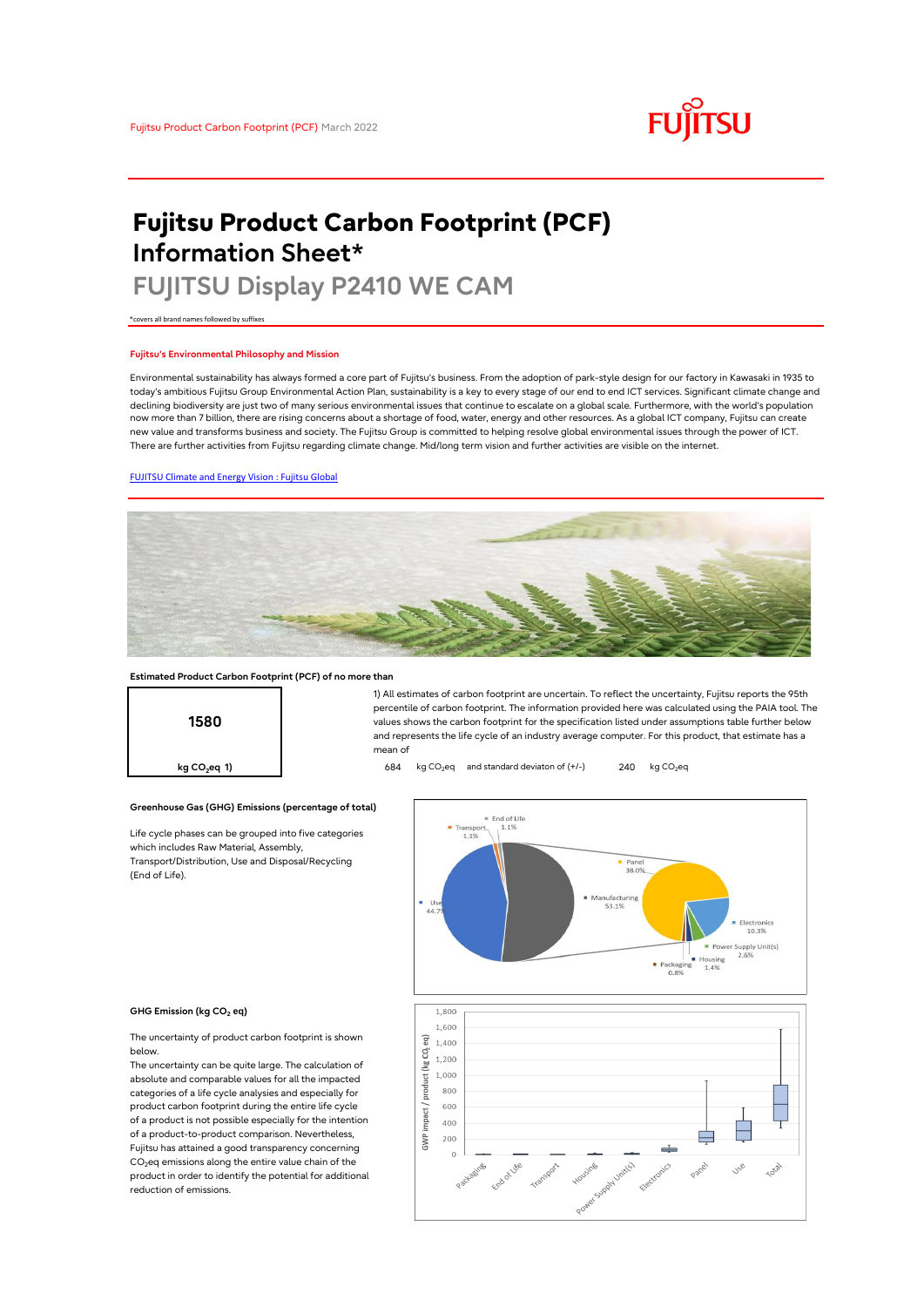Fujitsu Product Carbon Footprint (PCF) March 2022

# Fujitsu Product Carbon Footprint (PCF) Information Sheet*

## FUJITSU Display P2410 WE CAM

*covers all brand names followed by suffixes

### Fujitsu's Environmental Philosophy and Mission

Environmental sustainability has always formed a core part of Fujitsu's business. From the adoption of park-style design for our factory in Kawasaki in 1935 to today's ambitious Fujitsu Group Environmental Action Plan, sustainability is a key to every stage of our end to end ICT services. Significant climate change and declining biodiversity are just two of many serious environmental issues that continue to escalate on a global scale. Furthermore, with the world's population now more than 7 billion, there are rising concerns about a shortage of food, water, energy and other resources. As a global ICT company, Fujitsu can create new value and transforms business and society. The Fujitsu Group is committed to helping resolve global environmental issues through the power of ICT. There are further activities from Fujitsu regarding climate change. Mid/long term vision and further activities are visible on the internet.

[FUJITSU Climate and Energy Vision : Fujitsu Global]

### Estimated Product Carbon Footprint (PCF) of no more than

**1580**

kg $CO_2$eq 1)

1) All estimates of carbon footprint are uncertain. To reflect the uncertainty, Fujitsu reports the 95th percentile of carbon footprint. The information provided here was calculated using the PAIA tool. The values shows the carbon footprint for the specification listed under assumptions table further below and represents the life cycle of an industry average computer. For this product, that estimate has a mean of

684 kg $CO_2$eq and standard deviaton of (+/-) 240 kg $CO_2$eq

### Greenhouse Gas (GHG) Emissions (percentage of total)

Life cycle phases can be grouped into five categories which includes Raw Material, Assembly, Transport/Distribution, Use and Disposal/Recycling (End of Life).

| Phase | Share |
|---|---|
| End of Life | 1.1% |
| Transport | 1.1% |
| Use | 44.7% |
| Manufacturing | 53.1% |
| Panel | 38.0% |
| Electronics | 10.3% |
| Power Supply Unit(s) | 2.6% |
| Housing | 1.4% |
| Packaging | 0.8% |

### GHG Emission (kg $CO_2$ eq)

The uncertainty of product carbon footprint is shown below.

The uncertainty can be quite large. The calculation of absolute and comparable values for all the impacted categories of a life cycle analysies and especially for product carbon footprint during the entire life cycle of a product is not possible especially for the intention of a product-to-product comparison. Nevertheless, Fujitsu has attained a good transparency concerning $CO_2$eq emissions along the entire value chain of the product in order to identify the potential for additional reduction of emissions.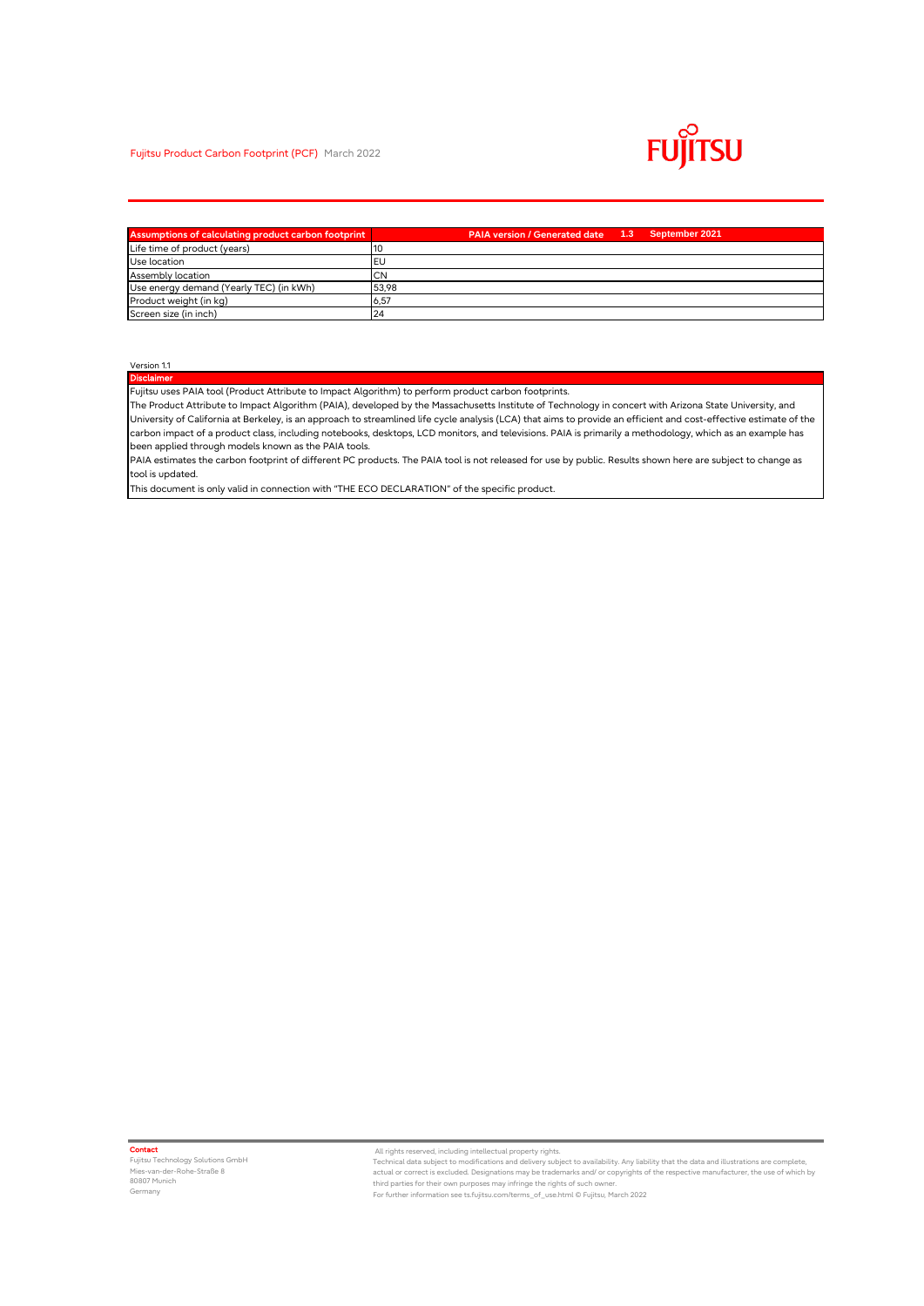Fujitsu Product Carbon Footprint (PCF) March 2022

FUJITSU

| Assumptions of calculating product carbon footprint | PAIA version / Generated date 1.3 September 2021 |
|---|---|
| Life time of product (years) | 10 |
| Use location | EU |
| Assembly location | CN |
| Use energy demand (Yearly TEC) (in kWh) | 53,98 |
| Product weight (in kg) | 6,57 |
| Screen size (in inch) | 24 |

Version 1.1

**Disclaimer**

Fujitsu uses PAIA tool (Product Attribute to Impact Algorithm) to perform product carbon footprints.

The Product Attribute to Impact Algorithm (PAIA), developed by the Massachusetts Institute of Technology in concert with Arizona State University, and University of California at Berkeley, is an approach to streamlined life cycle analysis (LCA) that aims to provide an efficient and cost-effective estimate of the carbon impact of a product class, including notebooks, desktops, LCD monitors, and televisions. PAIA is primarily a methodology, which as an example has been applied through models known as the PAIA tools.

PAIA estimates the carbon footprint of different PC products. The PAIA tool is not released for use by public. Results shown here are subject to change as tool is updated.

This document is only valid in connection with "THE ECO DECLARATION" of the specific product.

**Contact**

Fujitsu Technology Solutions GmbH
Mies-van-der-Rohe-Straße 8
80807 Munich
Germany

All rights reserved, including intellectual property rights.
Technical data subject to modifications and delivery subject to availability. Any liability that the data and illustrations are complete, actual or correct is excluded. Designations may be trademarks and/ or copyrights of the respective manufacturer, the use of which by third parties for their own purposes may infringe the rights of such owner.
For further information see ts.fujitsu.com/terms_of_use.html © Fujitsu, March 2022